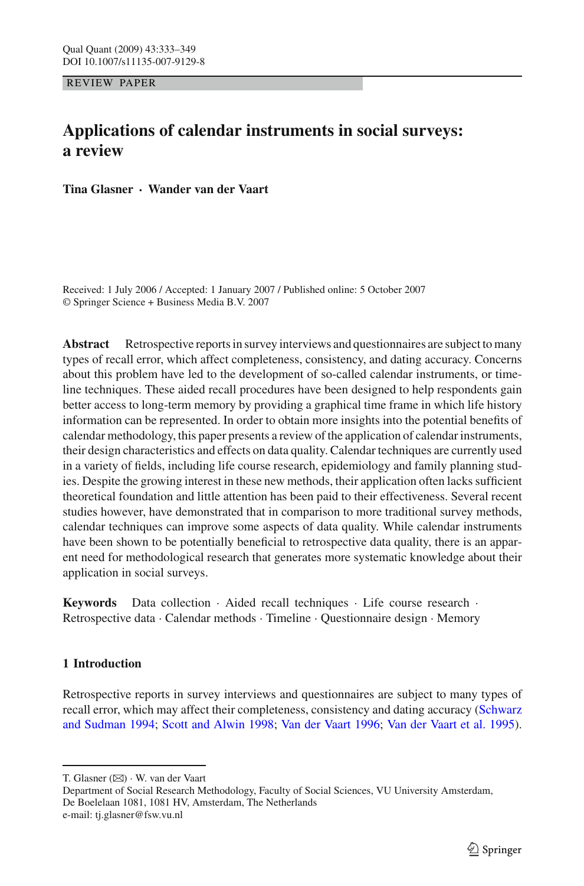REVIEW PAPER

# Applications of calendar instruments in social surveys: a review

**Tina Glasner · Wander van der Vaart**

Received: 1 July 2006 / Accepted: 1 January 2007 / Published online: 5 October 2007
© Springer Science + Business Media B.V. 2007

**Abstract** Retrospective reports in survey interviews and questionnaires are subject to many types of recall error, which affect completeness, consistency, and dating accuracy. Concerns about this problem have led to the development of so-called calendar instruments, or time-line techniques. These aided recall procedures have been designed to help respondents gain better access to long-term memory by providing a graphical time frame in which life history information can be represented. In order to obtain more insights into the potential benefits of calendar methodology, this paper presents a review of the application of calendar instruments, their design characteristics and effects on data quality. Calendar techniques are currently used in a variety of fields, including life course research, epidemiology and family planning studies. Despite the growing interest in these new methods, their application often lacks sufficient theoretical foundation and little attention has been paid to their effectiveness. Several recent studies however, have demonstrated that in comparison to more traditional survey methods, calendar techniques can improve some aspects of data quality. While calendar instruments have been shown to be potentially beneficial to retrospective data quality, there is an apparent need for methodological research that generates more systematic knowledge about their application in social surveys.

**Keywords** Data collection · Aided recall techniques · Life course research · Retrospective data · Calendar methods · Timeline · Questionnaire design · Memory

## 1 Introduction

Retrospective reports in survey interviews and questionnaires are subject to many types of recall error, which may affect their completeness, consistency and dating accuracy (Schwarz and Sudman 1994; Scott and Alwin 1998; Van der Vaart 1996; Van der Vaart et al. 1995).

---

T. Glasner (✉) · W. van der Vaart
Department of Social Research Methodology, Faculty of Social Sciences, VU University Amsterdam, De Boelelaan 1081, 1081 HV, Amsterdam, The Netherlands
e-mail: tj.glasner@fsw.vu.nl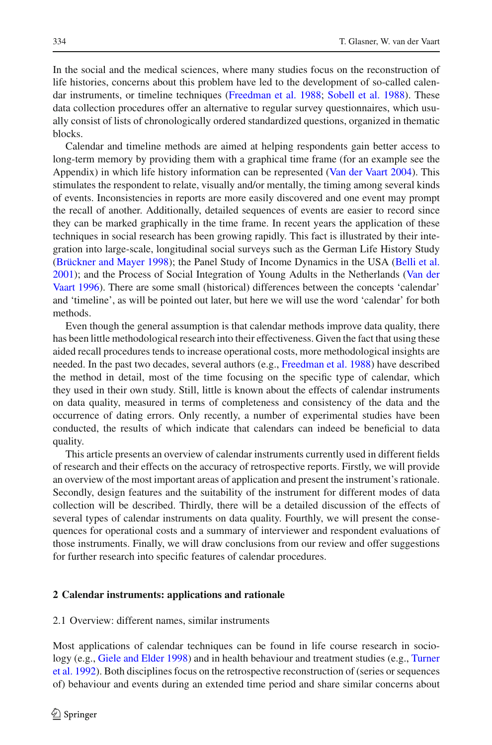In the social and the medical sciences, where many studies focus on the reconstruction of life histories, concerns about this problem have led to the development of so-called calendar instruments, or timeline techniques (Freedman et al. 1988; Sobell et al. 1988). These data collection procedures offer an alternative to regular survey questionnaires, which usually consist of lists of chronologically ordered standardized questions, organized in thematic blocks.

Calendar and timeline methods are aimed at helping respondents gain better access to long-term memory by providing them with a graphical time frame (for an example see the Appendix) in which life history information can be represented (Van der Vaart 2004). This stimulates the respondent to relate, visually and/or mentally, the timing among several kinds of events. Inconsistencies in reports are more easily discovered and one event may prompt the recall of another. Additionally, detailed sequences of events are easier to record since they can be marked graphically in the time frame. In recent years the application of these techniques in social research has been growing rapidly. This fact is illustrated by their integration into large-scale, longitudinal social surveys such as the German Life History Study (Brückner and Mayer 1998); the Panel Study of Income Dynamics in the USA (Belli et al. 2001); and the Process of Social Integration of Young Adults in the Netherlands (Van der Vaart 1996). There are some small (historical) differences between the concepts 'calendar' and 'timeline', as will be pointed out later, but here we will use the word 'calendar' for both methods.

Even though the general assumption is that calendar methods improve data quality, there has been little methodological research into their effectiveness. Given the fact that using these aided recall procedures tends to increase operational costs, more methodological insights are needed. In the past two decades, several authors (e.g., Freedman et al. 1988) have described the method in detail, most of the time focusing on the specific type of calendar, which they used in their own study. Still, little is known about the effects of calendar instruments on data quality, measured in terms of completeness and consistency of the data and the occurrence of dating errors. Only recently, a number of experimental studies have been conducted, the results of which indicate that calendars can indeed be beneficial to data quality.

This article presents an overview of calendar instruments currently used in different fields of research and their effects on the accuracy of retrospective reports. Firstly, we will provide an overview of the most important areas of application and present the instrument's rationale. Secondly, design features and the suitability of the instrument for different modes of data collection will be described. Thirdly, there will be a detailed discussion of the effects of several types of calendar instruments on data quality. Fourthly, we will present the consequences for operational costs and a summary of interviewer and respondent evaluations of those instruments. Finally, we will draw conclusions from our review and offer suggestions for further research into specific features of calendar procedures.

## 2 Calendar instruments: applications and rationale

### 2.1 Overview: different names, similar instruments

Most applications of calendar techniques can be found in life course research in sociology (e.g., Giele and Elder 1998) and in health behaviour and treatment studies (e.g., Turner et al. 1992). Both disciplines focus on the retrospective reconstruction of (series or sequences of) behaviour and events during an extended time period and share similar concerns about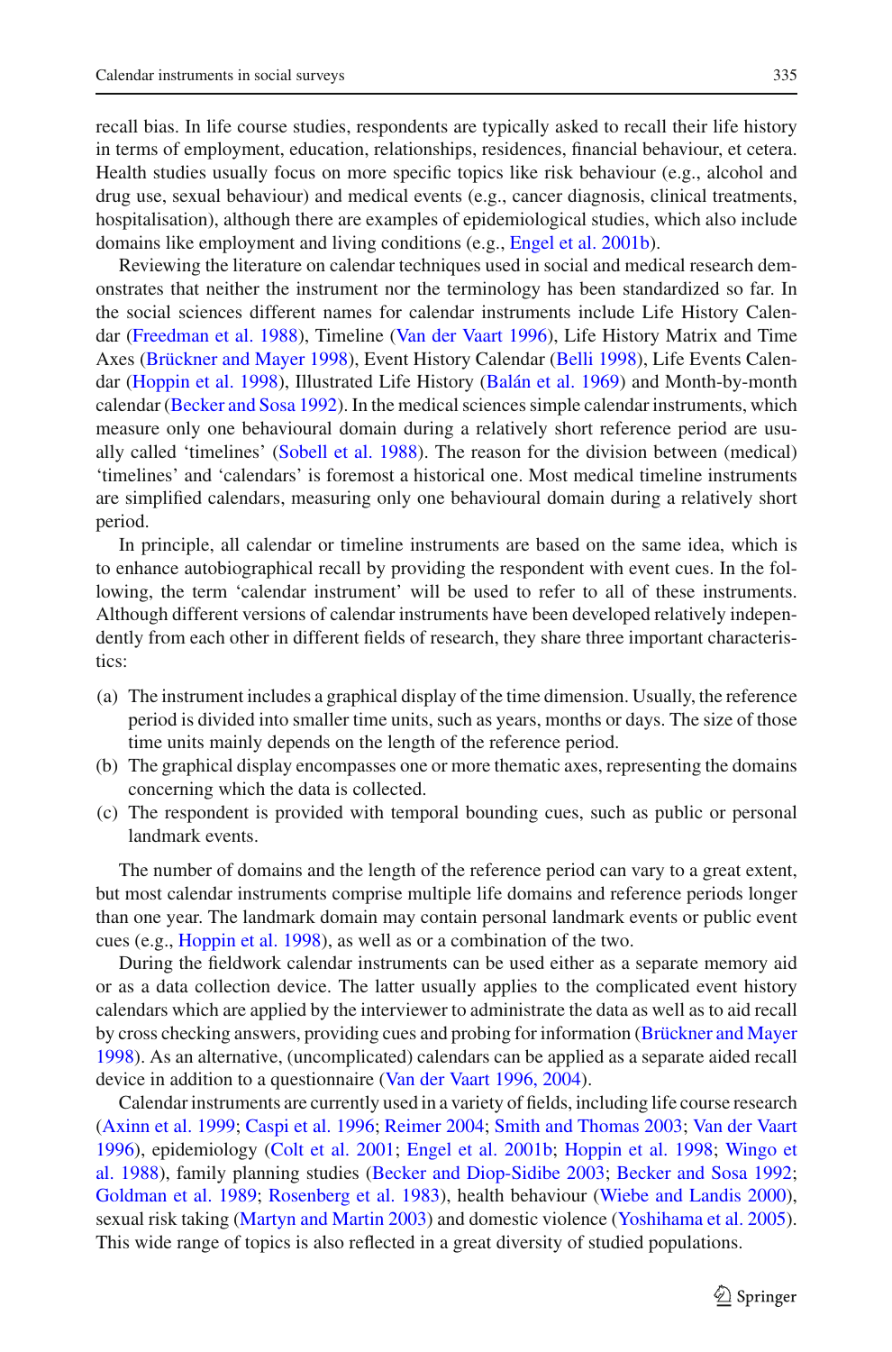recall bias. In life course studies, respondents are typically asked to recall their life history in terms of employment, education, relationships, residences, financial behaviour, et cetera. Health studies usually focus on more specific topics like risk behaviour (e.g., alcohol and drug use, sexual behaviour) and medical events (e.g., cancer diagnosis, clinical treatments, hospitalisation), although there are examples of epidemiological studies, which also include domains like employment and living conditions (e.g., Engel et al. 2001b).

Reviewing the literature on calendar techniques used in social and medical research demonstrates that neither the instrument nor the terminology has been standardized so far. In the social sciences different names for calendar instruments include Life History Calendar (Freedman et al. 1988), Timeline (Van der Vaart 1996), Life History Matrix and Time Axes (Brückner and Mayer 1998), Event History Calendar (Belli 1998), Life Events Calendar (Hoppin et al. 1998), Illustrated Life History (Balán et al. 1969) and Month-by-month calendar (Becker and Sosa 1992). In the medical sciences simple calendar instruments, which measure only one behavioural domain during a relatively short reference period are usually called 'timelines' (Sobell et al. 1988). The reason for the division between (medical) 'timelines' and 'calendars' is foremost a historical one. Most medical timeline instruments are simplified calendars, measuring only one behavioural domain during a relatively short period.

In principle, all calendar or timeline instruments are based on the same idea, which is to enhance autobiographical recall by providing the respondent with event cues. In the following, the term 'calendar instrument' will be used to refer to all of these instruments. Although different versions of calendar instruments have been developed relatively independently from each other in different fields of research, they share three important characteristics:

(a) The instrument includes a graphical display of the time dimension. Usually, the reference period is divided into smaller time units, such as years, months or days. The size of those time units mainly depends on the length of the reference period.
(b) The graphical display encompasses one or more thematic axes, representing the domains concerning which the data is collected.
(c) The respondent is provided with temporal bounding cues, such as public or personal landmark events.

The number of domains and the length of the reference period can vary to a great extent, but most calendar instruments comprise multiple life domains and reference periods longer than one year. The landmark domain may contain personal landmark events or public event cues (e.g., Hoppin et al. 1998), as well as or a combination of the two.

During the fieldwork calendar instruments can be used either as a separate memory aid or as a data collection device. The latter usually applies to the complicated event history calendars which are applied by the interviewer to administrate the data as well as to aid recall by cross checking answers, providing cues and probing for information (Brückner and Mayer 1998). As an alternative, (uncomplicated) calendars can be applied as a separate aided recall device in addition to a questionnaire (Van der Vaart 1996, 2004).

Calendar instruments are currently used in a variety of fields, including life course research (Axinn et al. 1999; Caspi et al. 1996; Reimer 2004; Smith and Thomas 2003; Van der Vaart 1996), epidemiology (Colt et al. 2001; Engel et al. 2001b; Hoppin et al. 1998; Wingo et al. 1988), family planning studies (Becker and Diop-Sidibe 2003; Becker and Sosa 1992; Goldman et al. 1989; Rosenberg et al. 1983), health behaviour (Wiebe and Landis 2000), sexual risk taking (Martyn and Martin 2003) and domestic violence (Yoshihama et al. 2005). This wide range of topics is also reflected in a great diversity of studied populations.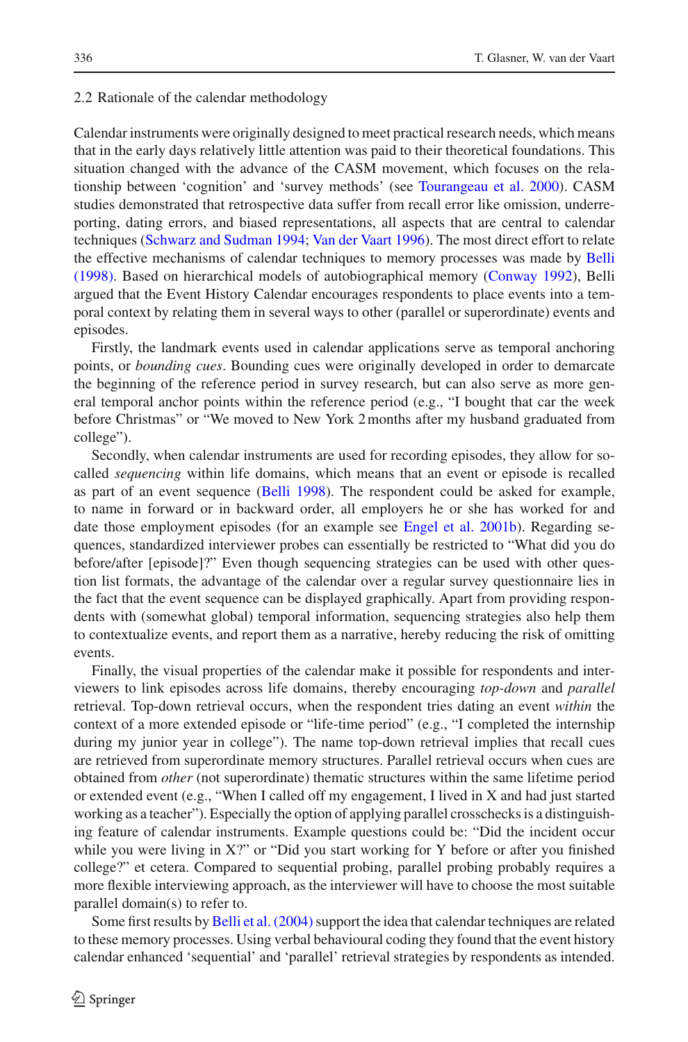### 2.2 Rationale of the calendar methodology

Calendar instruments were originally designed to meet practical research needs, which means that in the early days relatively little attention was paid to their theoretical foundations. This situation changed with the advance of the CASM movement, which focuses on the relationship between 'cognition' and 'survey methods' (see Tourangeau et al. 2000). CASM studies demonstrated that retrospective data suffer from recall error like omission, underreporting, dating errors, and biased representations, all aspects that are central to calendar techniques (Schwarz and Sudman 1994; Van der Vaart 1996). The most direct effort to relate the effective mechanisms of calendar techniques to memory processes was made by Belli (1998). Based on hierarchical models of autobiographical memory (Conway 1992), Belli argued that the Event History Calendar encourages respondents to place events into a temporal context by relating them in several ways to other (parallel or superordinate) events and episodes.

Firstly, the landmark events used in calendar applications serve as temporal anchoring points, or *bounding cues*. Bounding cues were originally developed in order to demarcate the beginning of the reference period in survey research, but can also serve as more general temporal anchor points within the reference period (e.g., "I bought that car the week before Christmas" or "We moved to New York 2 months after my husband graduated from college").

Secondly, when calendar instruments are used for recording episodes, they allow for so-called *sequencing* within life domains, which means that an event or episode is recalled as part of an event sequence (Belli 1998). The respondent could be asked for example, to name in forward or in backward order, all employers he or she has worked for and date those employment episodes (for an example see Engel et al. 2001b). Regarding sequences, standardized interviewer probes can essentially be restricted to "What did you do before/after [episode]?" Even though sequencing strategies can be used with other question list formats, the advantage of the calendar over a regular survey questionnaire lies in the fact that the event sequence can be displayed graphically. Apart from providing respondents with (somewhat global) temporal information, sequencing strategies also help them to contextualize events, and report them as a narrative, hereby reducing the risk of omitting events.

Finally, the visual properties of the calendar make it possible for respondents and interviewers to link episodes across life domains, thereby encouraging *top-down* and *parallel* retrieval. Top-down retrieval occurs, when the respondent tries dating an event *within* the context of a more extended episode or "life-time period" (e.g., "I completed the internship during my junior year in college"). The name top-down retrieval implies that recall cues are retrieved from superordinate memory structures. Parallel retrieval occurs when cues are obtained from *other* (not superordinate) thematic structures within the same lifetime period or extended event (e.g., "When I called off my engagement, I lived in X and had just started working as a teacher"). Especially the option of applying parallel crosschecks is a distinguishing feature of calendar instruments. Example questions could be: "Did the incident occur while you were living in X?" or "Did you start working for Y before or after you finished college?" et cetera. Compared to sequential probing, parallel probing probably requires a more flexible interviewing approach, as the interviewer will have to choose the most suitable parallel domain(s) to refer to.

Some first results by Belli et al. (2004) support the idea that calendar techniques are related to these memory processes. Using verbal behavioural coding they found that the event history calendar enhanced 'sequential' and 'parallel' retrieval strategies by respondents as intended.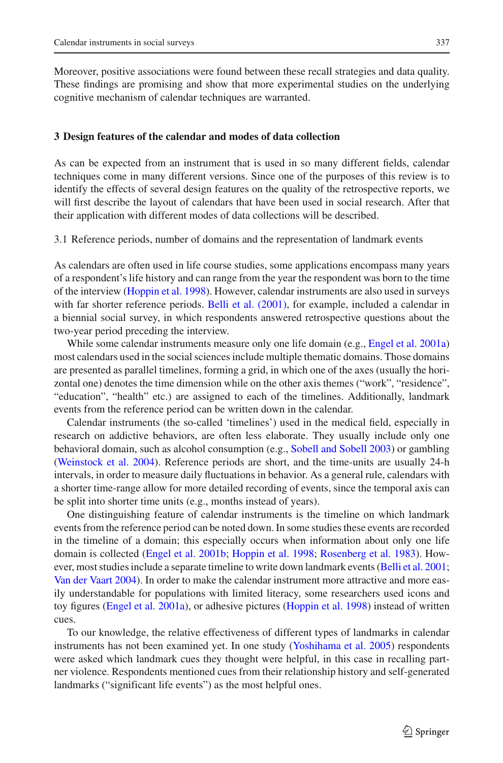Moreover, positive associations were found between these recall strategies and data quality. These findings are promising and show that more experimental studies on the underlying cognitive mechanism of calendar techniques are warranted.

## 3 Design features of the calendar and modes of data collection

As can be expected from an instrument that is used in so many different fields, calendar techniques come in many different versions. Since one of the purposes of this review is to identify the effects of several design features on the quality of the retrospective reports, we will first describe the layout of calendars that have been used in social research. After that their application with different modes of data collections will be described.

### 3.1 Reference periods, number of domains and the representation of landmark events

As calendars are often used in life course studies, some applications encompass many years of a respondent's life history and can range from the year the respondent was born to the time of the interview (Hoppin et al. 1998). However, calendar instruments are also used in surveys with far shorter reference periods. Belli et al. (2001), for example, included a calendar in a biennial social survey, in which respondents answered retrospective questions about the two-year period preceding the interview.

While some calendar instruments measure only one life domain (e.g., Engel et al. 2001a) most calendars used in the social sciences include multiple thematic domains. Those domains are presented as parallel timelines, forming a grid, in which one of the axes (usually the horizontal one) denotes the time dimension while on the other axis themes ("work", "residence", "education", "health" etc.) are assigned to each of the timelines. Additionally, landmark events from the reference period can be written down in the calendar.

Calendar instruments (the so-called 'timelines') used in the medical field, especially in research on addictive behaviors, are often less elaborate. They usually include only one behavioral domain, such as alcohol consumption (e.g., Sobell and Sobell 2003) or gambling (Weinstock et al. 2004). Reference periods are short, and the time-units are usually 24-h intervals, in order to measure daily fluctuations in behavior. As a general rule, calendars with a shorter time-range allow for more detailed recording of events, since the temporal axis can be split into shorter time units (e.g., months instead of years).

One distinguishing feature of calendar instruments is the timeline on which landmark events from the reference period can be noted down. In some studies these events are recorded in the timeline of a domain; this especially occurs when information about only one life domain is collected (Engel et al. 2001b; Hoppin et al. 1998; Rosenberg et al. 1983). However, most studies include a separate timeline to write down landmark events (Belli et al. 2001; Van der Vaart 2004). In order to make the calendar instrument more attractive and more easily understandable for populations with limited literacy, some researchers used icons and toy figures (Engel et al. 2001a), or adhesive pictures (Hoppin et al. 1998) instead of written cues.

To our knowledge, the relative effectiveness of different types of landmarks in calendar instruments has not been examined yet. In one study (Yoshihama et al. 2005) respondents were asked which landmark cues they thought were helpful, in this case in recalling partner violence. Respondents mentioned cues from their relationship history and self-generated landmarks ("significant life events") as the most helpful ones.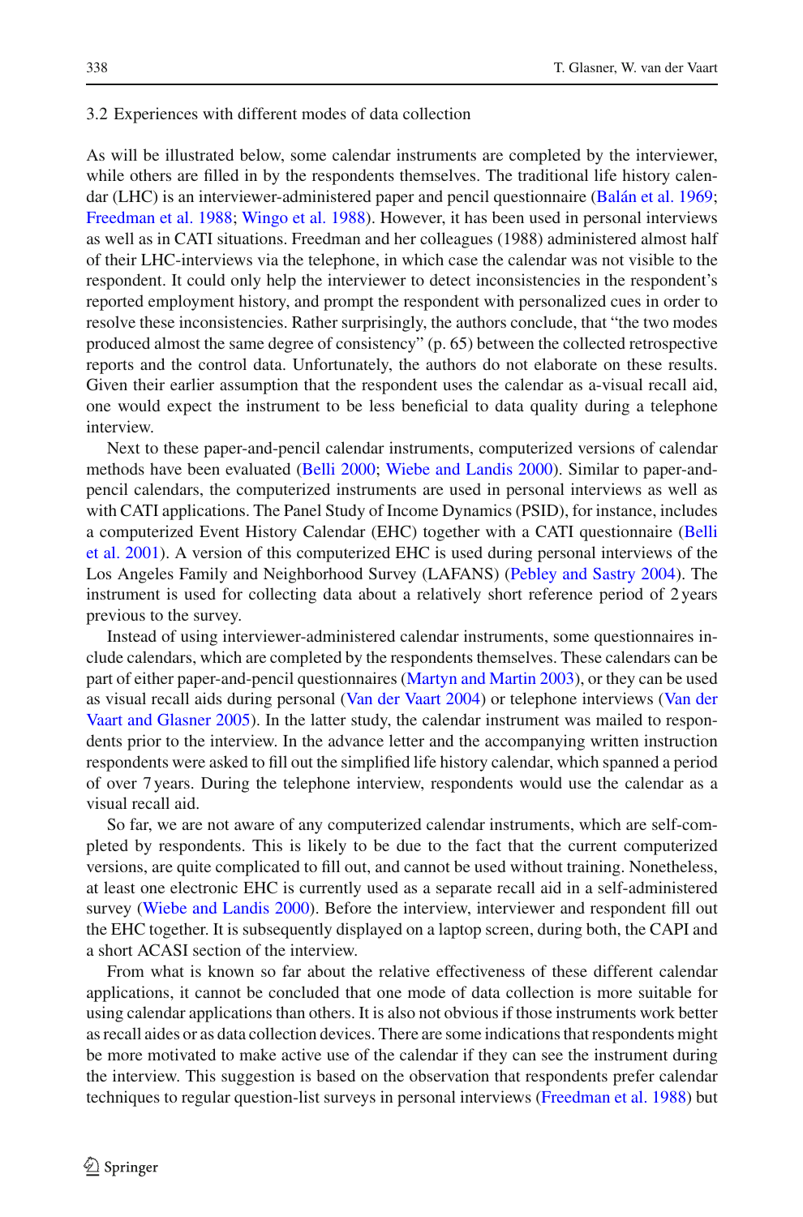### 3.2 Experiences with different modes of data collection

As will be illustrated below, some calendar instruments are completed by the interviewer, while others are filled in by the respondents themselves. The traditional life history calendar (LHC) is an interviewer-administered paper and pencil questionnaire (Balán et al. 1969; Freedman et al. 1988; Wingo et al. 1988). However, it has been used in personal interviews as well as in CATI situations. Freedman and her colleagues (1988) administered almost half of their LHC-interviews via the telephone, in which case the calendar was not visible to the respondent. It could only help the interviewer to detect inconsistencies in the respondent's reported employment history, and prompt the respondent with personalized cues in order to resolve these inconsistencies. Rather surprisingly, the authors conclude, that "the two modes produced almost the same degree of consistency" (p. 65) between the collected retrospective reports and the control data. Unfortunately, the authors do not elaborate on these results. Given their earlier assumption that the respondent uses the calendar as a-visual recall aid, one would expect the instrument to be less beneficial to data quality during a telephone interview.

Next to these paper-and-pencil calendar instruments, computerized versions of calendar methods have been evaluated (Belli 2000; Wiebe and Landis 2000). Similar to paper-and-pencil calendars, the computerized instruments are used in personal interviews as well as with CATI applications. The Panel Study of Income Dynamics (PSID), for instance, includes a computerized Event History Calendar (EHC) together with a CATI questionnaire (Belli et al. 2001). A version of this computerized EHC is used during personal interviews of the Los Angeles Family and Neighborhood Survey (LAFANS) (Pebley and Sastry 2004). The instrument is used for collecting data about a relatively short reference period of 2 years previous to the survey.

Instead of using interviewer-administered calendar instruments, some questionnaires include calendars, which are completed by the respondents themselves. These calendars can be part of either paper-and-pencil questionnaires (Martyn and Martin 2003), or they can be used as visual recall aids during personal (Van der Vaart 2004) or telephone interviews (Van der Vaart and Glasner 2005). In the latter study, the calendar instrument was mailed to respondents prior to the interview. In the advance letter and the accompanying written instruction respondents were asked to fill out the simplified life history calendar, which spanned a period of over 7 years. During the telephone interview, respondents would use the calendar as a visual recall aid.

So far, we are not aware of any computerized calendar instruments, which are self-completed by respondents. This is likely to be due to the fact that the current computerized versions, are quite complicated to fill out, and cannot be used without training. Nonetheless, at least one electronic EHC is currently used as a separate recall aid in a self-administered survey (Wiebe and Landis 2000). Before the interview, interviewer and respondent fill out the EHC together. It is subsequently displayed on a laptop screen, during both, the CAPI and a short ACASI section of the interview.

From what is known so far about the relative effectiveness of these different calendar applications, it cannot be concluded that one mode of data collection is more suitable for using calendar applications than others. It is also not obvious if those instruments work better as recall aides or as data collection devices. There are some indications that respondents might be more motivated to make active use of the calendar if they can see the instrument during the interview. This suggestion is based on the observation that respondents prefer calendar techniques to regular question-list surveys in personal interviews (Freedman et al. 1988) but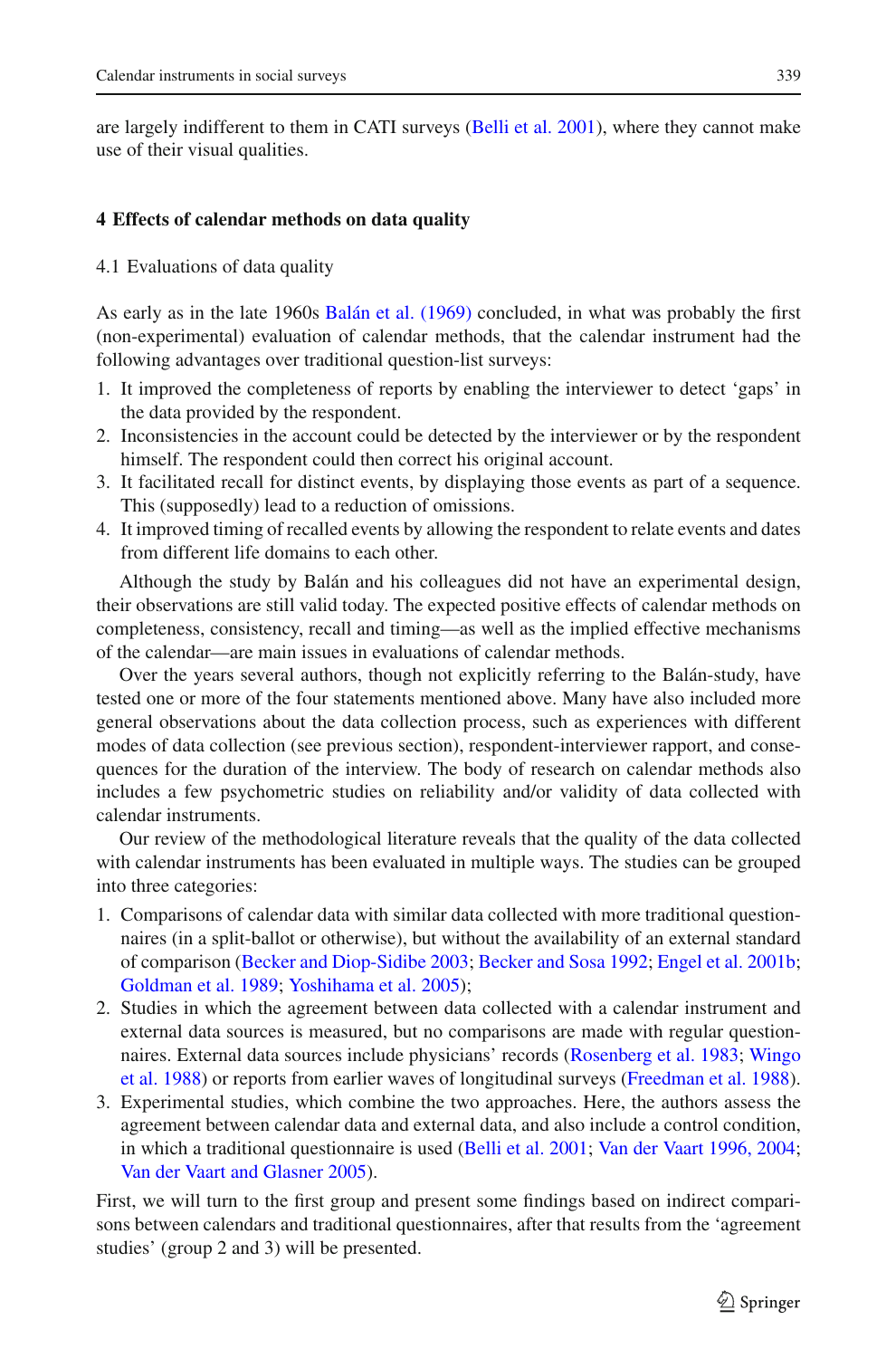are largely indifferent to them in CATI surveys (Belli et al. 2001), where they cannot make use of their visual qualities.

## 4 Effects of calendar methods on data quality

### 4.1 Evaluations of data quality

As early as in the late 1960s Balán et al. (1969) concluded, in what was probably the first (non-experimental) evaluation of calendar methods, that the calendar instrument had the following advantages over traditional question-list surveys:

1. It improved the completeness of reports by enabling the interviewer to detect 'gaps' in the data provided by the respondent.
2. Inconsistencies in the account could be detected by the interviewer or by the respondent himself. The respondent could then correct his original account.
3. It facilitated recall for distinct events, by displaying those events as part of a sequence. This (supposedly) lead to a reduction of omissions.
4. It improved timing of recalled events by allowing the respondent to relate events and dates from different life domains to each other.

Although the study by Balán and his colleagues did not have an experimental design, their observations are still valid today. The expected positive effects of calendar methods on completeness, consistency, recall and timing—as well as the implied effective mechanisms of the calendar—are main issues in evaluations of calendar methods.

Over the years several authors, though not explicitly referring to the Balán-study, have tested one or more of the four statements mentioned above. Many have also included more general observations about the data collection process, such as experiences with different modes of data collection (see previous section), respondent-interviewer rapport, and consequences for the duration of the interview. The body of research on calendar methods also includes a few psychometric studies on reliability and/or validity of data collected with calendar instruments.

Our review of the methodological literature reveals that the quality of the data collected with calendar instruments has been evaluated in multiple ways. The studies can be grouped into three categories:

1. Comparisons of calendar data with similar data collected with more traditional questionnaires (in a split-ballot or otherwise), but without the availability of an external standard of comparison (Becker and Diop-Sidibe 2003; Becker and Sosa 1992; Engel et al. 2001b; Goldman et al. 1989; Yoshihama et al. 2005);
2. Studies in which the agreement between data collected with a calendar instrument and external data sources is measured, but no comparisons are made with regular questionnaires. External data sources include physicians' records (Rosenberg et al. 1983; Wingo et al. 1988) or reports from earlier waves of longitudinal surveys (Freedman et al. 1988).
3. Experimental studies, which combine the two approaches. Here, the authors assess the agreement between calendar data and external data, and also include a control condition, in which a traditional questionnaire is used (Belli et al. 2001; Van der Vaart 1996, 2004; Van der Vaart and Glasner 2005).

First, we will turn to the first group and present some findings based on indirect comparisons between calendars and traditional questionnaires, after that results from the 'agreement studies' (group 2 and 3) will be presented.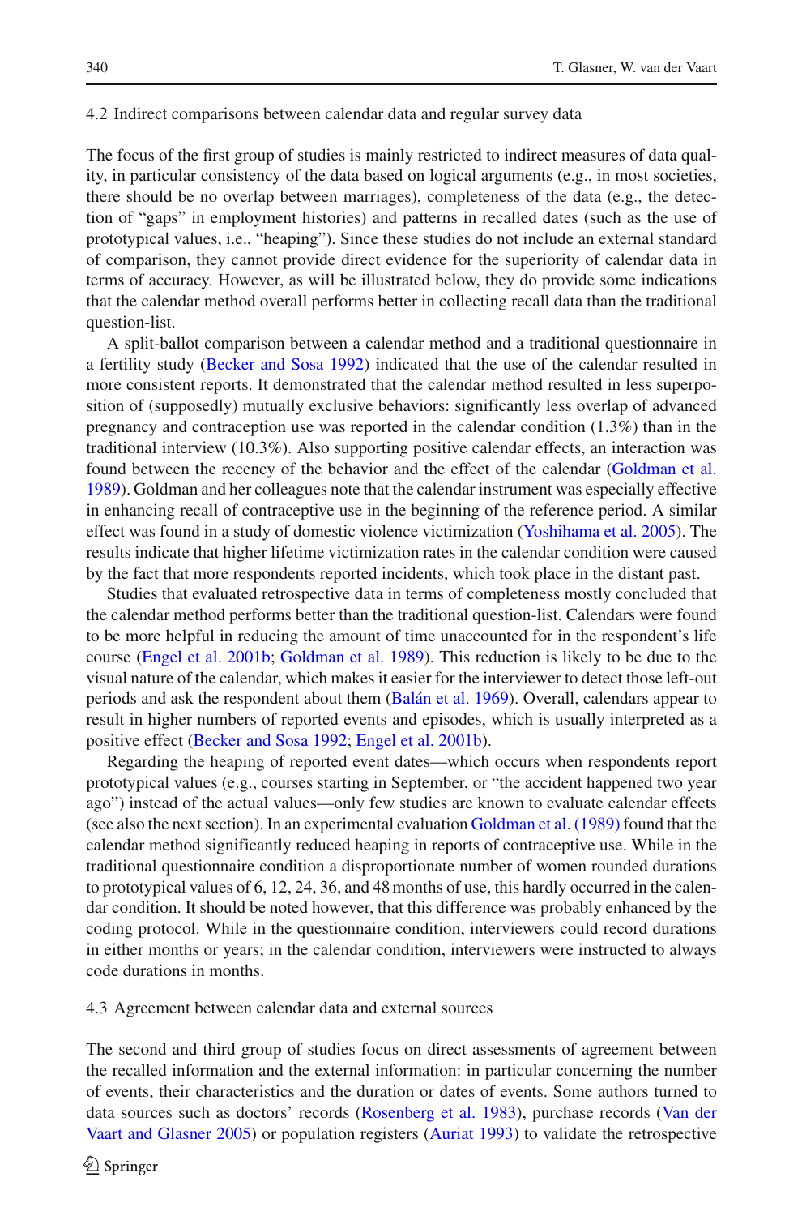### 4.2 Indirect comparisons between calendar data and regular survey data

The focus of the first group of studies is mainly restricted to indirect measures of data quality, in particular consistency of the data based on logical arguments (e.g., in most societies, there should be no overlap between marriages), completeness of the data (e.g., the detection of "gaps" in employment histories) and patterns in recalled dates (such as the use of prototypical values, i.e., "heaping"). Since these studies do not include an external standard of comparison, they cannot provide direct evidence for the superiority of calendar data in terms of accuracy. However, as will be illustrated below, they do provide some indications that the calendar method overall performs better in collecting recall data than the traditional question-list.

A split-ballot comparison between a calendar method and a traditional questionnaire in a fertility study (Becker and Sosa 1992) indicated that the use of the calendar resulted in more consistent reports. It demonstrated that the calendar method resulted in less superposition of (supposedly) mutually exclusive behaviors: significantly less overlap of advanced pregnancy and contraception use was reported in the calendar condition (1.3%) than in the traditional interview (10.3%). Also supporting positive calendar effects, an interaction was found between the recency of the behavior and the effect of the calendar (Goldman et al. 1989). Goldman and her colleagues note that the calendar instrument was especially effective in enhancing recall of contraceptive use in the beginning of the reference period. A similar effect was found in a study of domestic violence victimization (Yoshihama et al. 2005). The results indicate that higher lifetime victimization rates in the calendar condition were caused by the fact that more respondents reported incidents, which took place in the distant past.

Studies that evaluated retrospective data in terms of completeness mostly concluded that the calendar method performs better than the traditional question-list. Calendars were found to be more helpful in reducing the amount of time unaccounted for in the respondent's life course (Engel et al. 2001b; Goldman et al. 1989). This reduction is likely to be due to the visual nature of the calendar, which makes it easier for the interviewer to detect those left-out periods and ask the respondent about them (Balán et al. 1969). Overall, calendars appear to result in higher numbers of reported events and episodes, which is usually interpreted as a positive effect (Becker and Sosa 1992; Engel et al. 2001b).

Regarding the heaping of reported event dates—which occurs when respondents report prototypical values (e.g., courses starting in September, or "the accident happened two year ago") instead of the actual values—only few studies are known to evaluate calendar effects (see also the next section). In an experimental evaluation Goldman et al. (1989) found that the calendar method significantly reduced heaping in reports of contraceptive use. While in the traditional questionnaire condition a disproportionate number of women rounded durations to prototypical values of 6, 12, 24, 36, and 48 months of use, this hardly occurred in the calendar condition. It should be noted however, that this difference was probably enhanced by the coding protocol. While in the questionnaire condition, interviewers could record durations in either months or years; in the calendar condition, interviewers were instructed to always code durations in months.

### 4.3 Agreement between calendar data and external sources

The second and third group of studies focus on direct assessments of agreement between the recalled information and the external information: in particular concerning the number of events, their characteristics and the duration or dates of events. Some authors turned to data sources such as doctors' records (Rosenberg et al. 1983), purchase records (Van der Vaart and Glasner 2005) or population registers (Auriat 1993) to validate the retrospective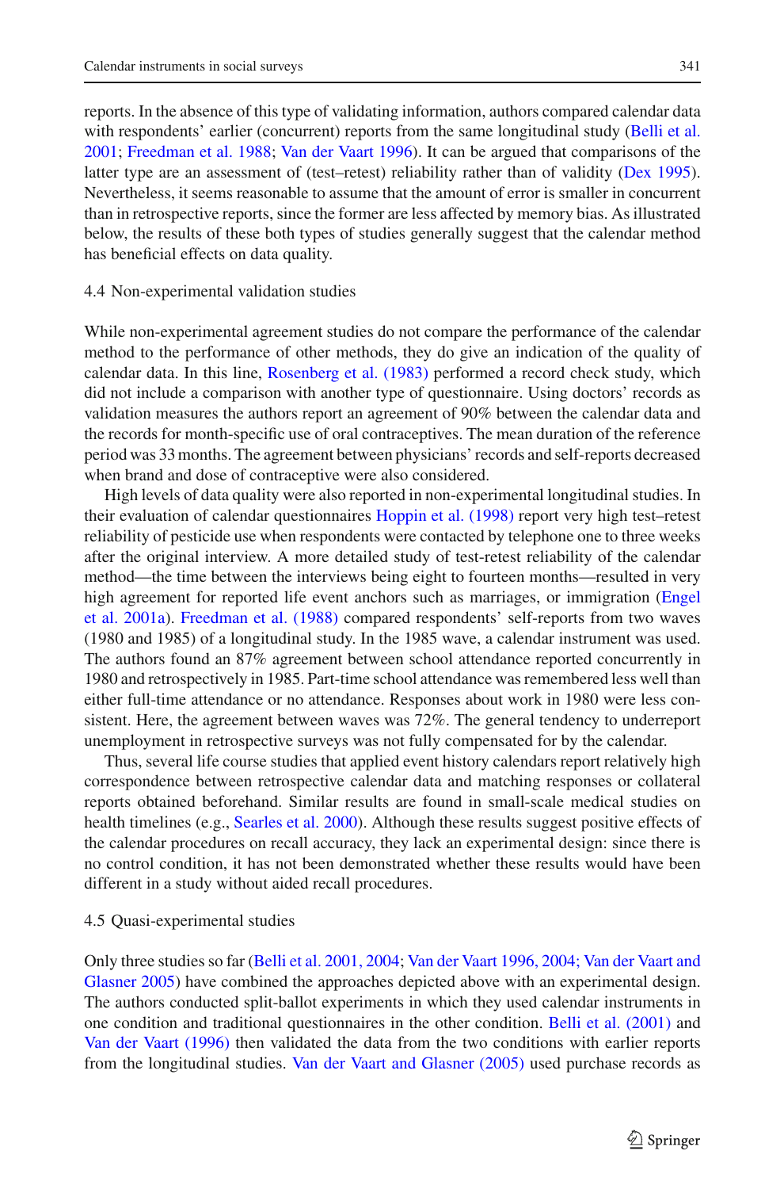reports. In the absence of this type of validating information, authors compared calendar data with respondents' earlier (concurrent) reports from the same longitudinal study (Belli et al. 2001; Freedman et al. 1988; Van der Vaart 1996). It can be argued that comparisons of the latter type are an assessment of (test–retest) reliability rather than of validity (Dex 1995). Nevertheless, it seems reasonable to assume that the amount of error is smaller in concurrent than in retrospective reports, since the former are less affected by memory bias. As illustrated below, the results of these both types of studies generally suggest that the calendar method has beneficial effects on data quality.

### 4.4 Non-experimental validation studies

While non-experimental agreement studies do not compare the performance of the calendar method to the performance of other methods, they do give an indication of the quality of calendar data. In this line, Rosenberg et al. (1983) performed a record check study, which did not include a comparison with another type of questionnaire. Using doctors' records as validation measures the authors report an agreement of 90% between the calendar data and the records for month-specific use of oral contraceptives. The mean duration of the reference period was 33 months. The agreement between physicians' records and self-reports decreased when brand and dose of contraceptive were also considered.

High levels of data quality were also reported in non-experimental longitudinal studies. In their evaluation of calendar questionnaires Hoppin et al. (1998) report very high test–retest reliability of pesticide use when respondents were contacted by telephone one to three weeks after the original interview. A more detailed study of test-retest reliability of the calendar method—the time between the interviews being eight to fourteen months—resulted in very high agreement for reported life event anchors such as marriages, or immigration (Engel et al. 2001a). Freedman et al. (1988) compared respondents' self-reports from two waves (1980 and 1985) of a longitudinal study. In the 1985 wave, a calendar instrument was used. The authors found an 87% agreement between school attendance reported concurrently in 1980 and retrospectively in 1985. Part-time school attendance was remembered less well than either full-time attendance or no attendance. Responses about work in 1980 were less consistent. Here, the agreement between waves was 72%. The general tendency to underreport unemployment in retrospective surveys was not fully compensated for by the calendar.

Thus, several life course studies that applied event history calendars report relatively high correspondence between retrospective calendar data and matching responses or collateral reports obtained beforehand. Similar results are found in small-scale medical studies on health timelines (e.g., Searles et al. 2000). Although these results suggest positive effects of the calendar procedures on recall accuracy, they lack an experimental design: since there is no control condition, it has not been demonstrated whether these results would have been different in a study without aided recall procedures.

### 4.5 Quasi-experimental studies

Only three studies so far (Belli et al. 2001, 2004; Van der Vaart 1996, 2004; Van der Vaart and Glasner 2005) have combined the approaches depicted above with an experimental design. The authors conducted split-ballot experiments in which they used calendar instruments in one condition and traditional questionnaires in the other condition. Belli et al. (2001) and Van der Vaart (1996) then validated the data from the two conditions with earlier reports from the longitudinal studies. Van der Vaart and Glasner (2005) used purchase records as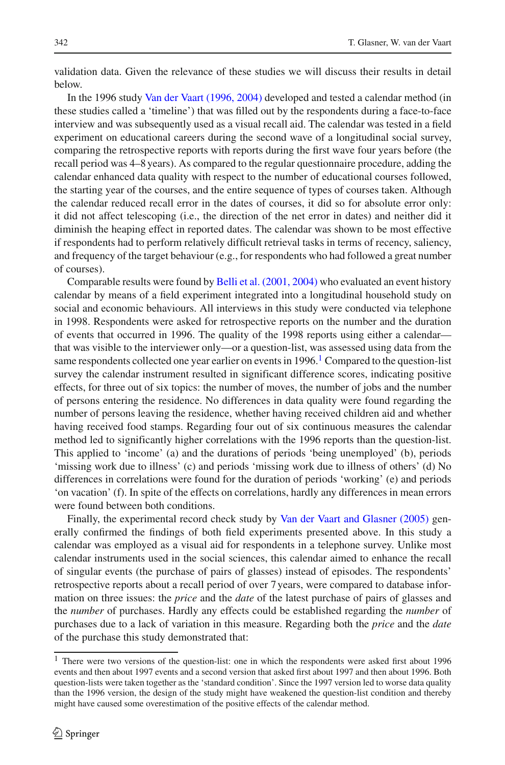validation data. Given the relevance of these studies we will discuss their results in detail below.

In the 1996 study Van der Vaart (1996, 2004) developed and tested a calendar method (in these studies called a 'timeline') that was filled out by the respondents during a face-to-face interview and was subsequently used as a visual recall aid. The calendar was tested in a field experiment on educational careers during the second wave of a longitudinal social survey, comparing the retrospective reports with reports during the first wave four years before (the recall period was 4–8 years). As compared to the regular questionnaire procedure, adding the calendar enhanced data quality with respect to the number of educational courses followed, the starting year of the courses, and the entire sequence of types of courses taken. Although the calendar reduced recall error in the dates of courses, it did so for absolute error only: it did not affect telescoping (i.e., the direction of the net error in dates) and neither did it diminish the heaping effect in reported dates. The calendar was shown to be most effective if respondents had to perform relatively difficult retrieval tasks in terms of recency, saliency, and frequency of the target behaviour (e.g., for respondents who had followed a great number of courses).

Comparable results were found by Belli et al. (2001, 2004) who evaluated an event history calendar by means of a field experiment integrated into a longitudinal household study on social and economic behaviours. All interviews in this study were conducted via telephone in 1998. Respondents were asked for retrospective reports on the number and the duration of events that occurred in 1996. The quality of the 1998 reports using either a calendar—that was visible to the interviewer only—or a question-list, was assessed using data from the same respondents collected one year earlier on events in 1996.[1] Compared to the question-list survey the calendar instrument resulted in significant difference scores, indicating positive effects, for three out of six topics: the number of moves, the number of jobs and the number of persons entering the residence. No differences in data quality were found regarding the number of persons leaving the residence, whether having received children aid and whether having received food stamps. Regarding four out of six continuous measures the calendar method led to significantly higher correlations with the 1996 reports than the question-list. This applied to 'income' (a) and the durations of periods 'being unemployed' (b), periods 'missing work due to illness' (c) and periods 'missing work due to illness of others' (d) No differences in correlations were found for the duration of periods 'working' (e) and periods 'on vacation' (f). In spite of the effects on correlations, hardly any differences in mean errors were found between both conditions.

Finally, the experimental record check study by Van der Vaart and Glasner (2005) generally confirmed the findings of both field experiments presented above. In this study a calendar was employed as a visual aid for respondents in a telephone survey. Unlike most calendar instruments used in the social sciences, this calendar aimed to enhance the recall of singular events (the purchase of pairs of glasses) instead of episodes. The respondents' retrospective reports about a recall period of over 7 years, were compared to database information on three issues: the *price* and the *date* of the latest purchase of pairs of glasses and the *number* of purchases. Hardly any effects could be established regarding the *number* of purchases due to a lack of variation in this measure. Regarding both the *price* and the *date* of the purchase this study demonstrated that:

---

[1] There were two versions of the question-list: one in which the respondents were asked first about 1996 events and then about 1997 events and a second version that asked first about 1997 and then about 1996. Both question-lists were taken together as the 'standard condition'. Since the 1997 version led to worse data quality than the 1996 version, the design of the study might have weakened the question-list condition and thereby might have caused some overestimation of the positive effects of the calendar method.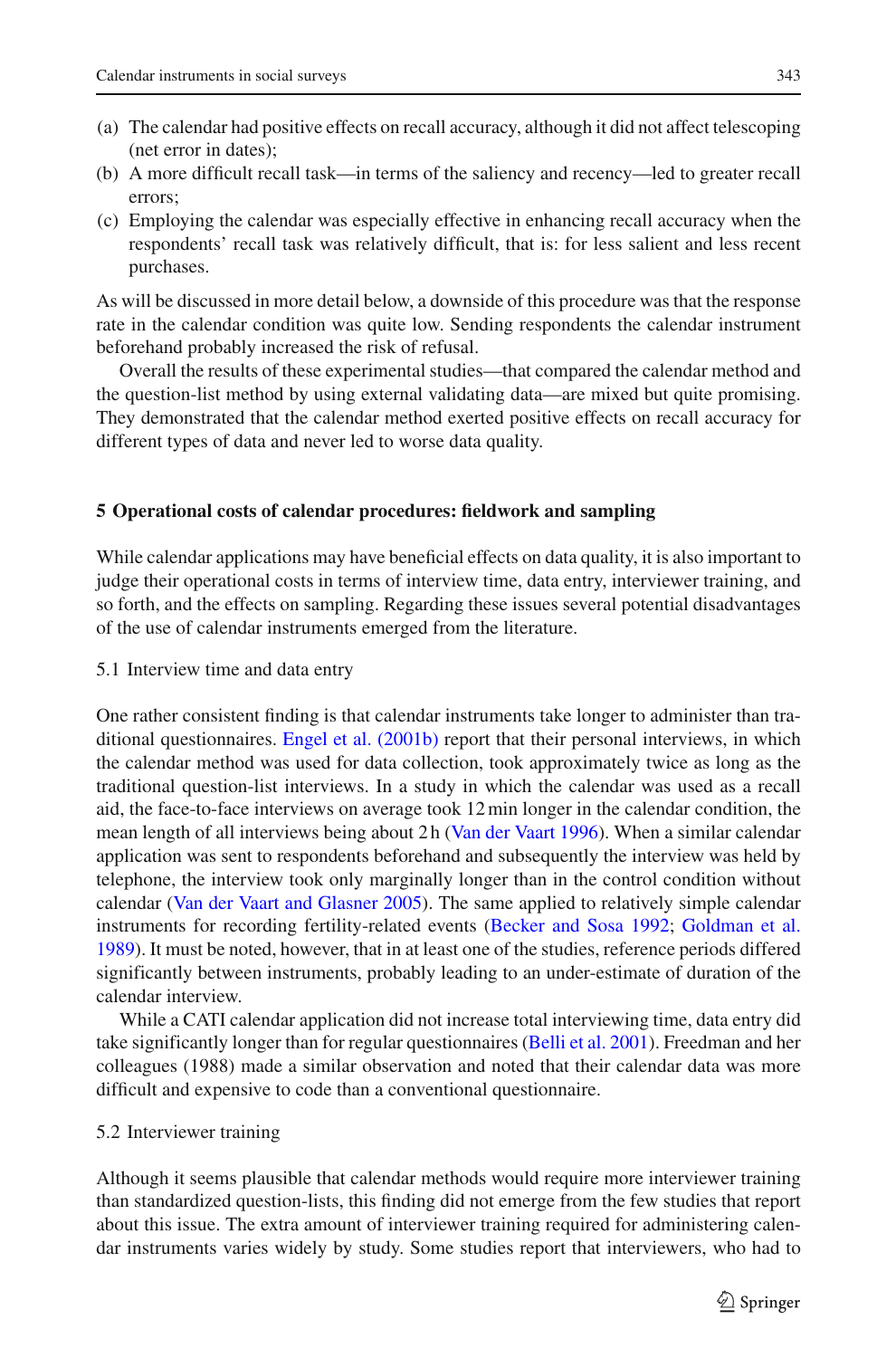(a) The calendar had positive effects on recall accuracy, although it did not affect telescoping (net error in dates);
(b) A more difficult recall task—in terms of the saliency and recency—led to greater recall errors;
(c) Employing the calendar was especially effective in enhancing recall accuracy when the respondents' recall task was relatively difficult, that is: for less salient and less recent purchases.

As will be discussed in more detail below, a downside of this procedure was that the response rate in the calendar condition was quite low. Sending respondents the calendar instrument beforehand probably increased the risk of refusal.

Overall the results of these experimental studies—that compared the calendar method and the question-list method by using external validating data—are mixed but quite promising. They demonstrated that the calendar method exerted positive effects on recall accuracy for different types of data and never led to worse data quality.

## 5 Operational costs of calendar procedures: fieldwork and sampling

While calendar applications may have beneficial effects on data quality, it is also important to judge their operational costs in terms of interview time, data entry, interviewer training, and so forth, and the effects on sampling. Regarding these issues several potential disadvantages of the use of calendar instruments emerged from the literature.

### 5.1 Interview time and data entry

One rather consistent finding is that calendar instruments take longer to administer than traditional questionnaires. Engel et al. (2001b) report that their personal interviews, in which the calendar method was used for data collection, took approximately twice as long as the traditional question-list interviews. In a study in which the calendar was used as a recall aid, the face-to-face interviews on average took 12 min longer in the calendar condition, the mean length of all interviews being about 2 h (Van der Vaart 1996). When a similar calendar application was sent to respondents beforehand and subsequently the interview was held by telephone, the interview took only marginally longer than in the control condition without calendar (Van der Vaart and Glasner 2005). The same applied to relatively simple calendar instruments for recording fertility-related events (Becker and Sosa 1992; Goldman et al. 1989). It must be noted, however, that in at least one of the studies, reference periods differed significantly between instruments, probably leading to an under-estimate of duration of the calendar interview.

While a CATI calendar application did not increase total interviewing time, data entry did take significantly longer than for regular questionnaires (Belli et al. 2001). Freedman and her colleagues (1988) made a similar observation and noted that their calendar data was more difficult and expensive to code than a conventional questionnaire.

### 5.2 Interviewer training

Although it seems plausible that calendar methods would require more interviewer training than standardized question-lists, this finding did not emerge from the few studies that report about this issue. The extra amount of interviewer training required for administering calendar instruments varies widely by study. Some studies report that interviewers, who had to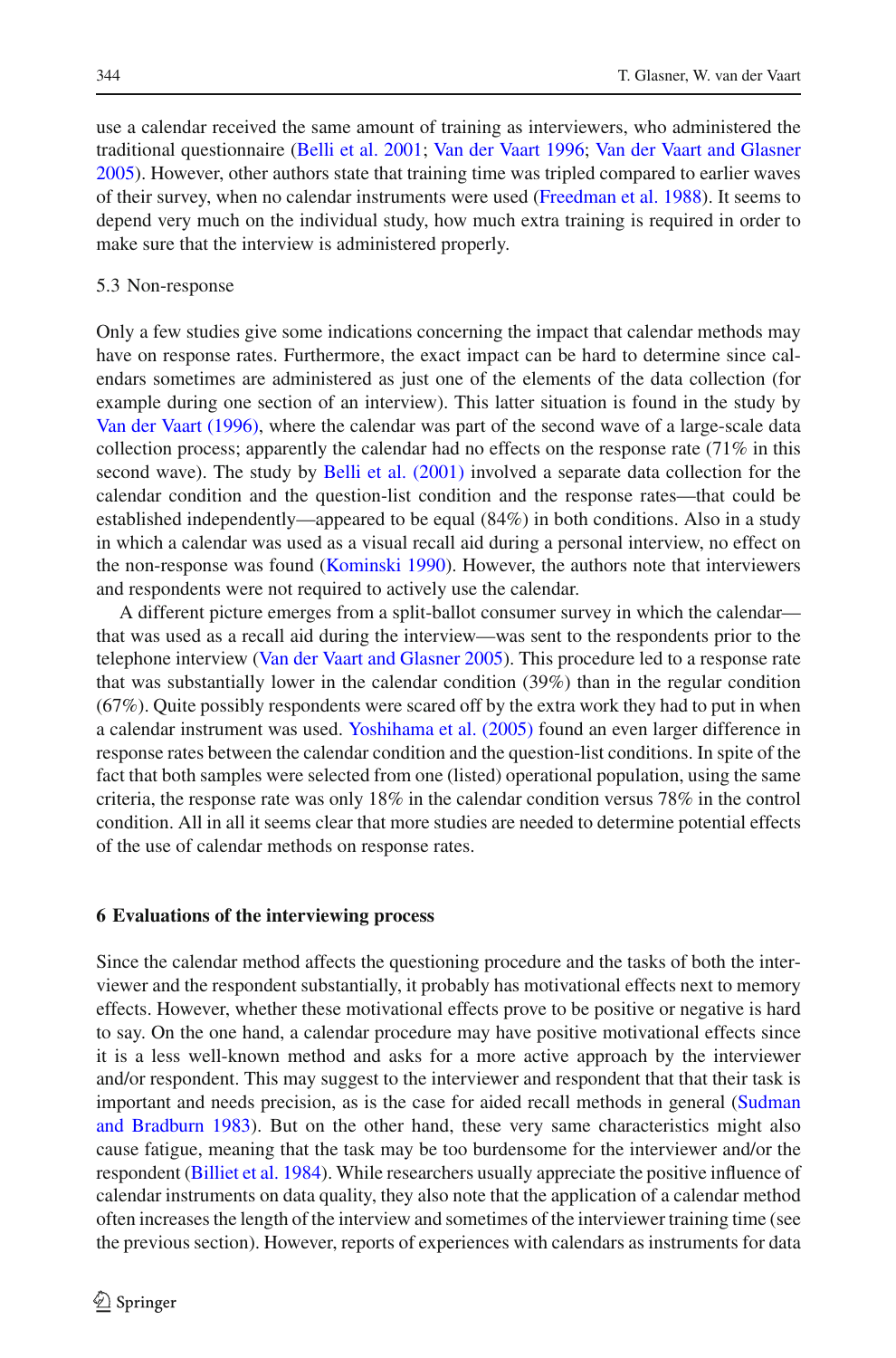use a calendar received the same amount of training as interviewers, who administered the traditional questionnaire (Belli et al. 2001; Van der Vaart 1996; Van der Vaart and Glasner 2005). However, other authors state that training time was tripled compared to earlier waves of their survey, when no calendar instruments were used (Freedman et al. 1988). It seems to depend very much on the individual study, how much extra training is required in order to make sure that the interview is administered properly.

### 5.3 Non-response

Only a few studies give some indications concerning the impact that calendar methods may have on response rates. Furthermore, the exact impact can be hard to determine since calendars sometimes are administered as just one of the elements of the data collection (for example during one section of an interview). This latter situation is found in the study by Van der Vaart (1996), where the calendar was part of the second wave of a large-scale data collection process; apparently the calendar had no effects on the response rate (71% in this second wave). The study by Belli et al. (2001) involved a separate data collection for the calendar condition and the question-list condition and the response rates—that could be established independently—appeared to be equal (84%) in both conditions. Also in a study in which a calendar was used as a visual recall aid during a personal interview, no effect on the non-response was found (Kominski 1990). However, the authors note that interviewers and respondents were not required to actively use the calendar.

A different picture emerges from a split-ballot consumer survey in which the calendar—that was used as a recall aid during the interview—was sent to the respondents prior to the telephone interview (Van der Vaart and Glasner 2005). This procedure led to a response rate that was substantially lower in the calendar condition (39%) than in the regular condition (67%). Quite possibly respondents were scared off by the extra work they had to put in when a calendar instrument was used. Yoshihama et al. (2005) found an even larger difference in response rates between the calendar condition and the question-list conditions. In spite of the fact that both samples were selected from one (listed) operational population, using the same criteria, the response rate was only 18% in the calendar condition versus 78% in the control condition. All in all it seems clear that more studies are needed to determine potential effects of the use of calendar methods on response rates.

## 6 Evaluations of the interviewing process

Since the calendar method affects the questioning procedure and the tasks of both the interviewer and the respondent substantially, it probably has motivational effects next to memory effects. However, whether these motivational effects prove to be positive or negative is hard to say. On the one hand, a calendar procedure may have positive motivational effects since it is a less well-known method and asks for a more active approach by the interviewer and/or respondent. This may suggest to the interviewer and respondent that that their task is important and needs precision, as is the case for aided recall methods in general (Sudman and Bradburn 1983). But on the other hand, these very same characteristics might also cause fatigue, meaning that the task may be too burdensome for the interviewer and/or the respondent (Billiet et al. 1984). While researchers usually appreciate the positive influence of calendar instruments on data quality, they also note that the application of a calendar method often increases the length of the interview and sometimes of the interviewer training time (see the previous section). However, reports of experiences with calendars as instruments for data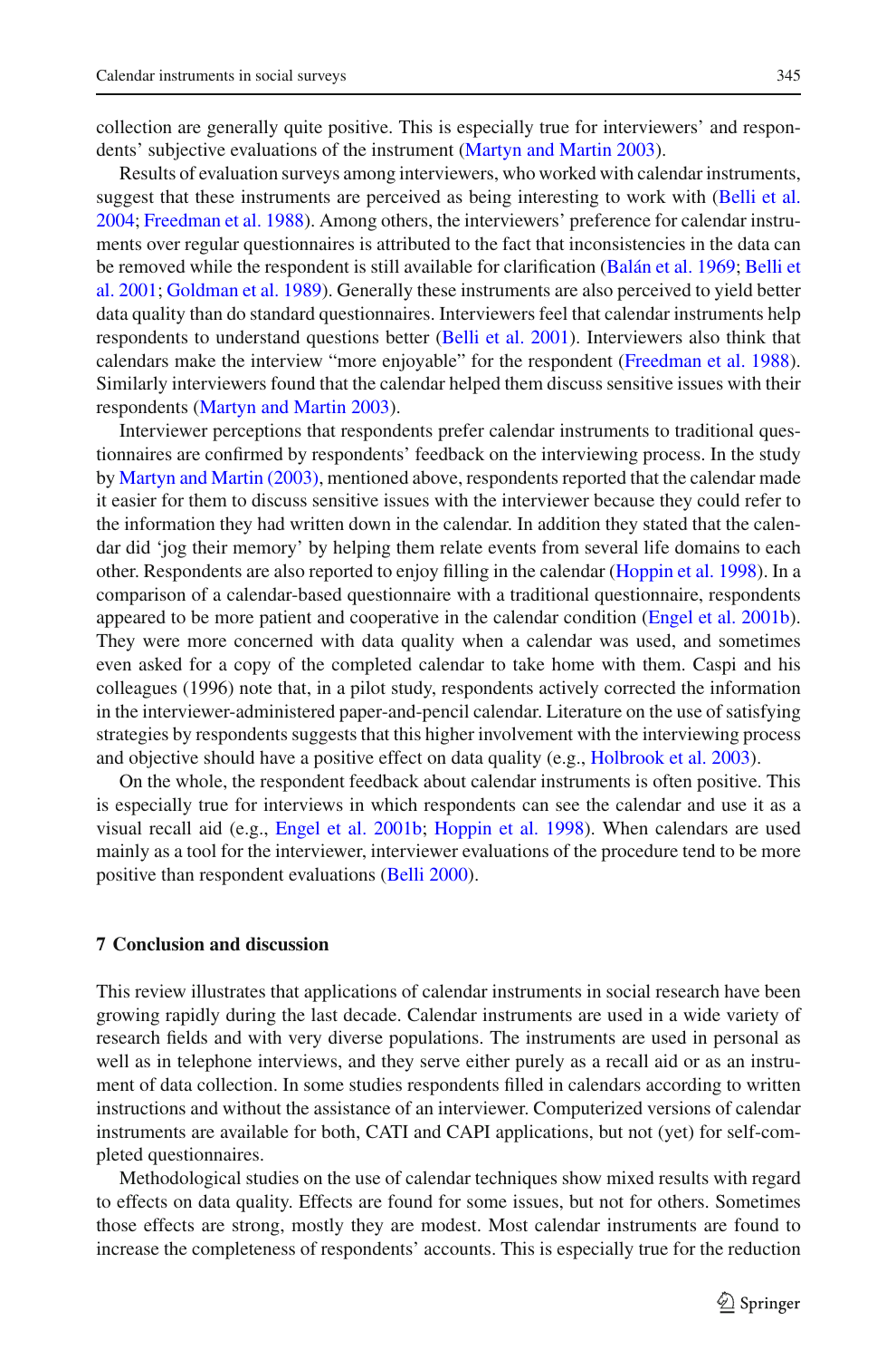collection are generally quite positive. This is especially true for interviewers' and respondents' subjective evaluations of the instrument (Martyn and Martin 2003).

Results of evaluation surveys among interviewers, who worked with calendar instruments, suggest that these instruments are perceived as being interesting to work with (Belli et al. 2004; Freedman et al. 1988). Among others, the interviewers' preference for calendar instruments over regular questionnaires is attributed to the fact that inconsistencies in the data can be removed while the respondent is still available for clarification (Balán et al. 1969; Belli et al. 2001; Goldman et al. 1989). Generally these instruments are also perceived to yield better data quality than do standard questionnaires. Interviewers feel that calendar instruments help respondents to understand questions better (Belli et al. 2001). Interviewers also think that calendars make the interview "more enjoyable" for the respondent (Freedman et al. 1988). Similarly interviewers found that the calendar helped them discuss sensitive issues with their respondents (Martyn and Martin 2003).

Interviewer perceptions that respondents prefer calendar instruments to traditional questionnaires are confirmed by respondents' feedback on the interviewing process. In the study by Martyn and Martin (2003), mentioned above, respondents reported that the calendar made it easier for them to discuss sensitive issues with the interviewer because they could refer to the information they had written down in the calendar. In addition they stated that the calendar did 'jog their memory' by helping them relate events from several life domains to each other. Respondents are also reported to enjoy filling in the calendar (Hoppin et al. 1998). In a comparison of a calendar-based questionnaire with a traditional questionnaire, respondents appeared to be more patient and cooperative in the calendar condition (Engel et al. 2001b). They were more concerned with data quality when a calendar was used, and sometimes even asked for a copy of the completed calendar to take home with them. Caspi and his colleagues (1996) note that, in a pilot study, respondents actively corrected the information in the interviewer-administered paper-and-pencil calendar. Literature on the use of satisfying strategies by respondents suggests that this higher involvement with the interviewing process and objective should have a positive effect on data quality (e.g., Holbrook et al. 2003).

On the whole, the respondent feedback about calendar instruments is often positive. This is especially true for interviews in which respondents can see the calendar and use it as a visual recall aid (e.g., Engel et al. 2001b; Hoppin et al. 1998). When calendars are used mainly as a tool for the interviewer, interviewer evaluations of the procedure tend to be more positive than respondent evaluations (Belli 2000).

## 7 Conclusion and discussion

This review illustrates that applications of calendar instruments in social research have been growing rapidly during the last decade. Calendar instruments are used in a wide variety of research fields and with very diverse populations. The instruments are used in personal as well as in telephone interviews, and they serve either purely as a recall aid or as an instrument of data collection. In some studies respondents filled in calendars according to written instructions and without the assistance of an interviewer. Computerized versions of calendar instruments are available for both, CATI and CAPI applications, but not (yet) for self-completed questionnaires.

Methodological studies on the use of calendar techniques show mixed results with regard to effects on data quality. Effects are found for some issues, but not for others. Sometimes those effects are strong, mostly they are modest. Most calendar instruments are found to increase the completeness of respondents' accounts. This is especially true for the reduction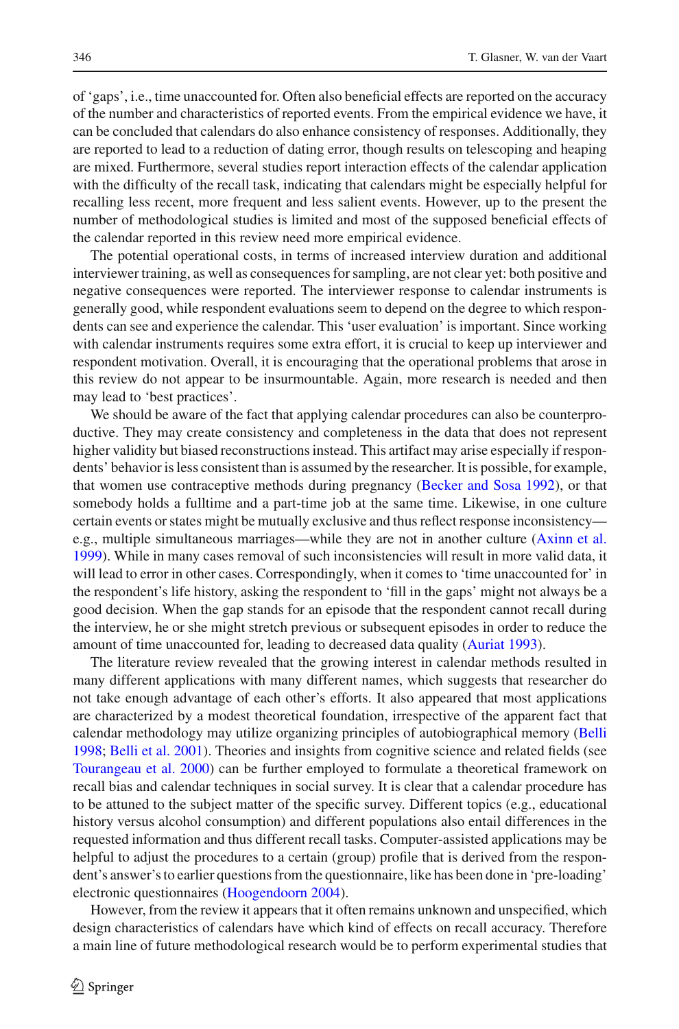of 'gaps', i.e., time unaccounted for. Often also beneficial effects are reported on the accuracy of the number and characteristics of reported events. From the empirical evidence we have, it can be concluded that calendars do also enhance consistency of responses. Additionally, they are reported to lead to a reduction of dating error, though results on telescoping and heaping are mixed. Furthermore, several studies report interaction effects of the calendar application with the difficulty of the recall task, indicating that calendars might be especially helpful for recalling less recent, more frequent and less salient events. However, up to the present the number of methodological studies is limited and most of the supposed beneficial effects of the calendar reported in this review need more empirical evidence.

The potential operational costs, in terms of increased interview duration and additional interviewer training, as well as consequences for sampling, are not clear yet: both positive and negative consequences were reported. The interviewer response to calendar instruments is generally good, while respondent evaluations seem to depend on the degree to which respondents can see and experience the calendar. This 'user evaluation' is important. Since working with calendar instruments requires some extra effort, it is crucial to keep up interviewer and respondent motivation. Overall, it is encouraging that the operational problems that arose in this review do not appear to be insurmountable. Again, more research is needed and then may lead to 'best practices'.

We should be aware of the fact that applying calendar procedures can also be counterproductive. They may create consistency and completeness in the data that does not represent higher validity but biased reconstructions instead. This artifact may arise especially if respondents' behavior is less consistent than is assumed by the researcher. It is possible, for example, that women use contraceptive methods during pregnancy (Becker and Sosa 1992), or that somebody holds a fulltime and a part-time job at the same time. Likewise, in one culture certain events or states might be mutually exclusive and thus reflect response inconsistency—e.g., multiple simultaneous marriages—while they are not in another culture (Axinn et al. 1999). While in many cases removal of such inconsistencies will result in more valid data, it will lead to error in other cases. Correspondingly, when it comes to 'time unaccounted for' in the respondent's life history, asking the respondent to 'fill in the gaps' might not always be a good decision. When the gap stands for an episode that the respondent cannot recall during the interview, he or she might stretch previous or subsequent episodes in order to reduce the amount of time unaccounted for, leading to decreased data quality (Auriat 1993).

The literature review revealed that the growing interest in calendar methods resulted in many different applications with many different names, which suggests that researcher do not take enough advantage of each other's efforts. It also appeared that most applications are characterized by a modest theoretical foundation, irrespective of the apparent fact that calendar methodology may utilize organizing principles of autobiographical memory (Belli 1998; Belli et al. 2001). Theories and insights from cognitive science and related fields (see Tourangeau et al. 2000) can be further employed to formulate a theoretical framework on recall bias and calendar techniques in social survey. It is clear that a calendar procedure has to be attuned to the subject matter of the specific survey. Different topics (e.g., educational history versus alcohol consumption) and different populations also entail differences in the requested information and thus different recall tasks. Computer-assisted applications may be helpful to adjust the procedures to a certain (group) profile that is derived from the respondent's answer's to earlier questions from the questionnaire, like has been done in 'pre-loading' electronic questionnaires (Hoogendoorn 2004).

However, from the review it appears that it often remains unknown and unspecified, which design characteristics of calendars have which kind of effects on recall accuracy. Therefore a main line of future methodological research would be to perform experimental studies that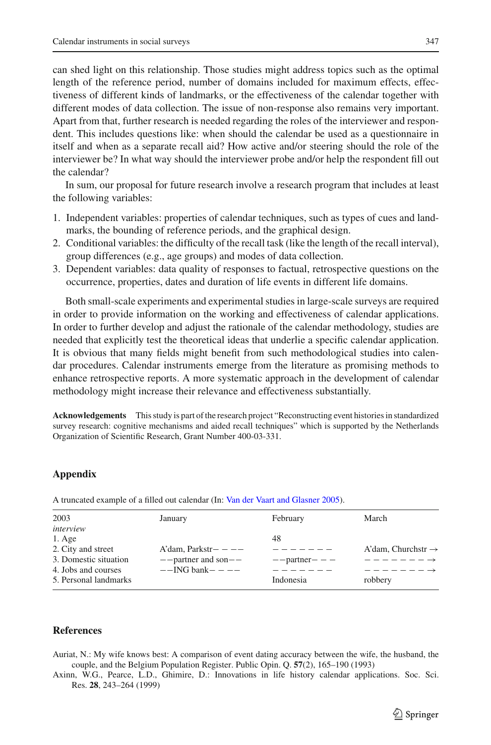can shed light on this relationship. Those studies might address topics such as the optimal length of the reference period, number of domains included for maximum effects, effectiveness of different kinds of landmarks, or the effectiveness of the calendar together with different modes of data collection. The issue of non-response also remains very important. Apart from that, further research is needed regarding the roles of the interviewer and respondent. This includes questions like: when should the calendar be used as a questionnaire in itself and when as a separate recall aid? How active and/or steering should the role of the interviewer be? In what way should the interviewer probe and/or help the respondent fill out the calendar?

In sum, our proposal for future research involve a research program that includes at least the following variables:

1. Independent variables: properties of calendar techniques, such as types of cues and landmarks, the bounding of reference periods, and the graphical design.
2. Conditional variables: the difficulty of the recall task (like the length of the recall interval), group differences (e.g., age groups) and modes of data collection.
3. Dependent variables: data quality of responses to factual, retrospective questions on the occurrence, properties, dates and duration of life events in different life domains.

Both small-scale experiments and experimental studies in large-scale surveys are required in order to provide information on the working and effectiveness of calendar applications. In order to further develop and adjust the rationale of the calendar methodology, studies are needed that explicitly test the theoretical ideas that underlie a specific calendar application. It is obvious that many fields might benefit from such methodological studies into calendar procedures. Calendar instruments emerge from the literature as promising methods to enhance retrospective reports. A more systematic approach in the development of calendar methodology might increase their relevance and effectiveness substantially.

**Acknowledgements** This study is part of the research project "Reconstructing event histories in standardized survey research: cognitive mechanisms and aided recall techniques" which is supported by the Netherlands Organization of Scientific Research, Grant Number 400-03-331.

## Appendix

A truncated example of a filled out calendar (In: Van der Vaart and Glasner 2005).

| 2003 *interview* | January | February | March |
|---|---|---|---|
| 1. Age | | 48 | |
| 2. City and street | A'dam, Parkstr– – –– | – – – – – – – | A'dam, Churchstr → |
| 3. Domestic situation | ––partner and son–– | ––partner– – – | – – – – – – – – → |
| 4. Jobs and courses | ––ING bank– – –– | – – – – – – – | – – – – – – – – → |
| 5. Personal landmarks | | Indonesia | robbery |

## References

Auriat, N.: My wife knows best: A comparison of event dating accuracy between the wife, the husband, the couple, and the Belgium Population Register. Public Opin. Q. **57**(2), 165–190 (1993)

Axinn, W.G., Pearce, L.D., Ghimire, D.: Innovations in life history calendar applications. Soc. Sci. Res. **28**, 243–264 (1999)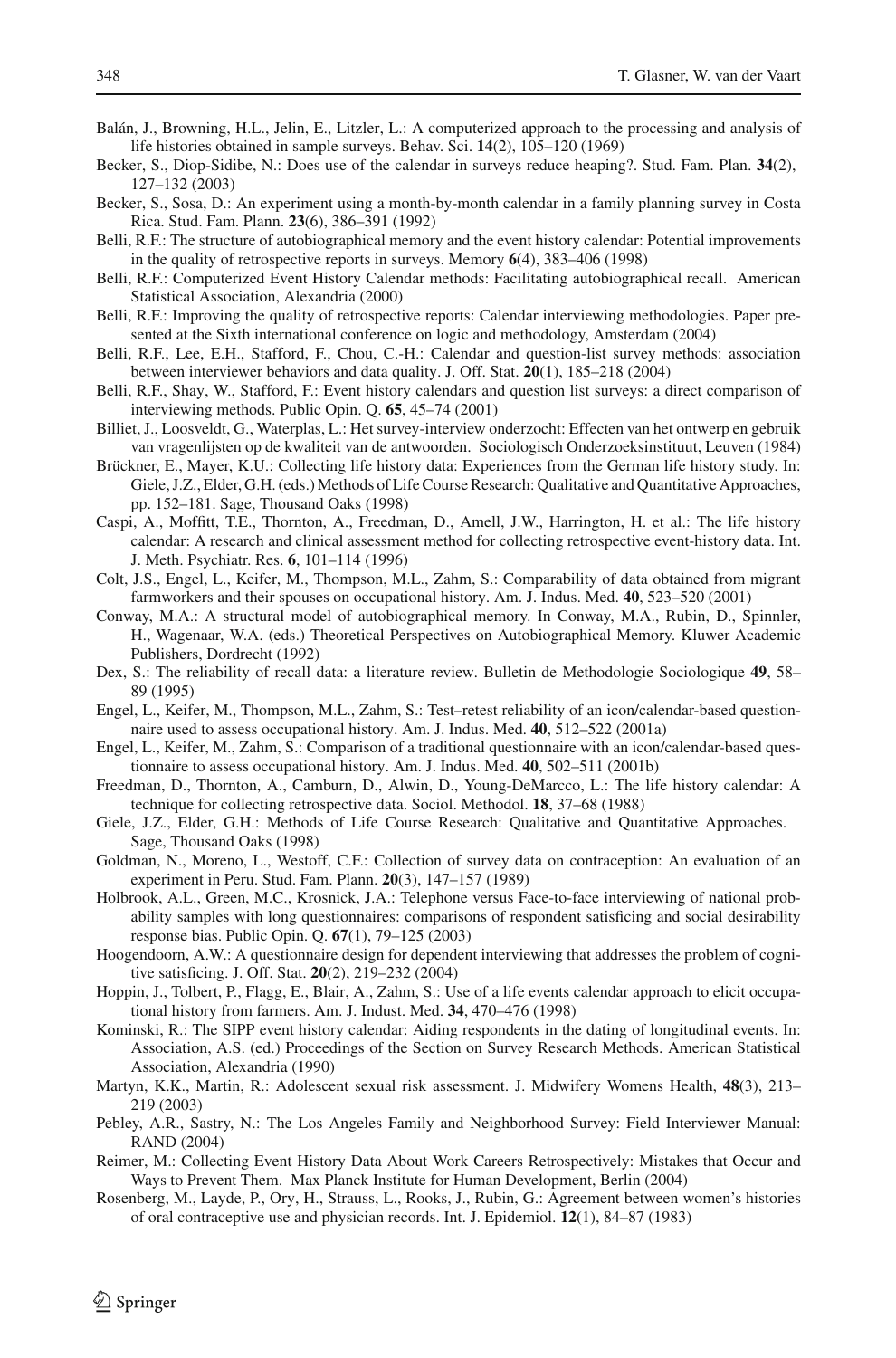Balán, J., Browning, H.L., Jelin, E., Litzler, L.: A computerized approach to the processing and analysis of life histories obtained in sample surveys. Behav. Sci. **14**(2), 105–120 (1969)

Becker, S., Diop-Sidibe, N.: Does use of the calendar in surveys reduce heaping?. Stud. Fam. Plan. **34**(2), 127–132 (2003)

Becker, S., Sosa, D.: An experiment using a month-by-month calendar in a family planning survey in Costa Rica. Stud. Fam. Plann. **23**(6), 386–391 (1992)

Belli, R.F.: The structure of autobiographical memory and the event history calendar: Potential improvements in the quality of retrospective reports in surveys. Memory **6**(4), 383–406 (1998)

Belli, R.F.: Computerized Event History Calendar methods: Facilitating autobiographical recall. American Statistical Association, Alexandria (2000)

Belli, R.F.: Improving the quality of retrospective reports: Calendar interviewing methodologies. Paper presented at the Sixth international conference on logic and methodology, Amsterdam (2004)

Belli, R.F., Lee, E.H., Stafford, F., Chou, C.-H.: Calendar and question-list survey methods: association between interviewer behaviors and data quality. J. Off. Stat. **20**(1), 185–218 (2004)

Belli, R.F., Shay, W., Stafford, F.: Event history calendars and question list surveys: a direct comparison of interviewing methods. Public Opin. Q. **65**, 45–74 (2001)

Billiet, J., Loosveldt, G., Waterplas, L.: Het survey-interview onderzocht: Effecten van het ontwerp en gebruik van vragenlijsten op de kwaliteit van de antwoorden. Sociologisch Onderzoeksinstituut, Leuven (1984)

Brückner, E., Mayer, K.U.: Collecting life history data: Experiences from the German life history study. In: Giele, J.Z., Elder, G.H. (eds.) Methods of Life Course Research: Qualitative and Quantitative Approaches, pp. 152–181. Sage, Thousand Oaks (1998)

Caspi, A., Moffitt, T.E., Thornton, A., Freedman, D., Amell, J.W., Harrington, H. et al.: The life history calendar: A research and clinical assessment method for collecting retrospective event-history data. Int. J. Meth. Psychiatr. Res. **6**, 101–114 (1996)

Colt, J.S., Engel, L., Keifer, M., Thompson, M.L., Zahm, S.: Comparability of data obtained from migrant farmworkers and their spouses on occupational history. Am. J. Indus. Med. **40**, 523–520 (2001)

Conway, M.A.: A structural model of autobiographical memory. In Conway, M.A., Rubin, D., Spinnler, H., Wagenaar, W.A. (eds.) Theoretical Perspectives on Autobiographical Memory. Kluwer Academic Publishers, Dordrecht (1992)

Dex, S.: The reliability of recall data: a literature review. Bulletin de Methodologie Sociologique **49**, 58–89 (1995)

Engel, L., Keifer, M., Thompson, M.L., Zahm, S.: Test–retest reliability of an icon/calendar-based questionnaire used to assess occupational history. Am. J. Indus. Med. **40**, 512–522 (2001a)

Engel, L., Keifer, M., Zahm, S.: Comparison of a traditional questionnaire with an icon/calendar-based questionnaire to assess occupational history. Am. J. Indus. Med. **40**, 502–511 (2001b)

Freedman, D., Thornton, A., Camburn, D., Alwin, D., Young-DeMarcco, L.: The life history calendar: A technique for collecting retrospective data. Sociol. Methodol. **18**, 37–68 (1988)

Giele, J.Z., Elder, G.H.: Methods of Life Course Research: Qualitative and Quantitative Approaches. Sage, Thousand Oaks (1998)

Goldman, N., Moreno, L., Westoff, C.F.: Collection of survey data on contraception: An evaluation of an experiment in Peru. Stud. Fam. Plann. **20**(3), 147–157 (1989)

Holbrook, A.L., Green, M.C., Krosnick, J.A.: Telephone versus Face-to-face interviewing of national probability samples with long questionnaires: comparisons of respondent satisficing and social desirability response bias. Public Opin. Q. **67**(1), 79–125 (2003)

Hoogendoorn, A.W.: A questionnaire design for dependent interviewing that addresses the problem of cognitive satisficing. J. Off. Stat. **20**(2), 219–232 (2004)

Hoppin, J., Tolbert, P., Flagg, E., Blair, A., Zahm, S.: Use of a life events calendar approach to elicit occupational history from farmers. Am. J. Indust. Med. **34**, 470–476 (1998)

Kominski, R.: The SIPP event history calendar: Aiding respondents in the dating of longitudinal events. In: Association, A.S. (ed.) Proceedings of the Section on Survey Research Methods. American Statistical Association, Alexandria (1990)

Martyn, K.K., Martin, R.: Adolescent sexual risk assessment. J. Midwifery Womens Health, **48**(3), 213–219 (2003)

Pebley, A.R., Sastry, N.: The Los Angeles Family and Neighborhood Survey: Field Interviewer Manual: RAND (2004)

Reimer, M.: Collecting Event History Data About Work Careers Retrospectively: Mistakes that Occur and Ways to Prevent Them. Max Planck Institute for Human Development, Berlin (2004)

Rosenberg, M., Layde, P., Ory, H., Strauss, L., Rooks, J., Rubin, G.: Agreement between women's histories of oral contraceptive use and physician records. Int. J. Epidemiol. **12**(1), 84–87 (1983)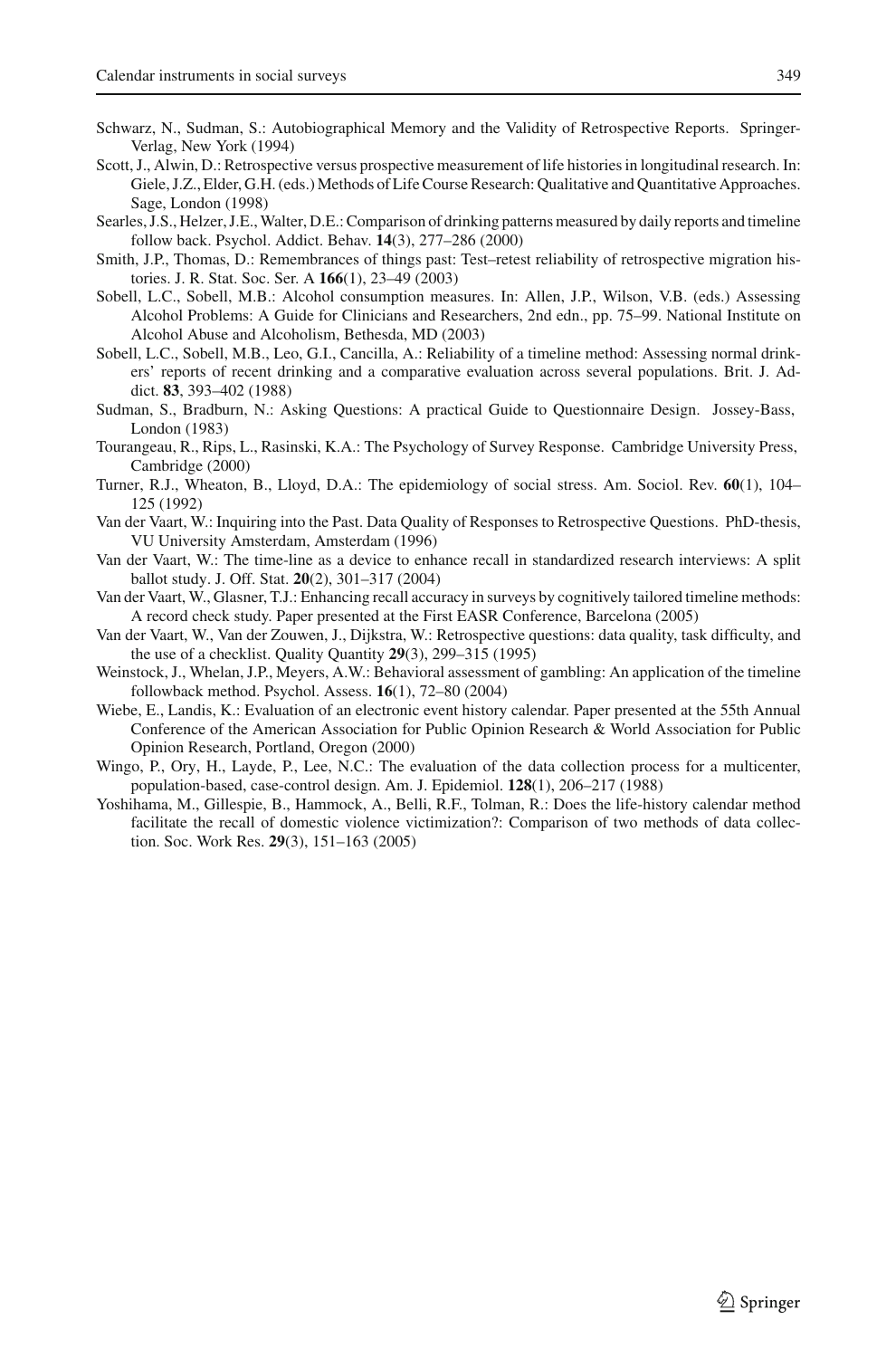Schwarz, N., Sudman, S.: Autobiographical Memory and the Validity of Retrospective Reports. Springer-Verlag, New York (1994)

Scott, J., Alwin, D.: Retrospective versus prospective measurement of life histories in longitudinal research. In: Giele, J.Z., Elder, G.H. (eds.) Methods of Life Course Research: Qualitative and Quantitative Approaches. Sage, London (1998)

Searles, J.S., Helzer, J.E., Walter, D.E.: Comparison of drinking patterns measured by daily reports and timeline follow back. Psychol. Addict. Behav. **14**(3), 277–286 (2000)

Smith, J.P., Thomas, D.: Remembrances of things past: Test–retest reliability of retrospective migration histories. J. R. Stat. Soc. Ser. A **166**(1), 23–49 (2003)

Sobell, L.C., Sobell, M.B.: Alcohol consumption measures. In: Allen, J.P., Wilson, V.B. (eds.) Assessing Alcohol Problems: A Guide for Clinicians and Researchers, 2nd edn., pp. 75–99. National Institute on Alcohol Abuse and Alcoholism, Bethesda, MD (2003)

Sobell, L.C., Sobell, M.B., Leo, G.I., Cancilla, A.: Reliability of a timeline method: Assessing normal drinkers' reports of recent drinking and a comparative evaluation across several populations. Brit. J. Addict. **83**, 393–402 (1988)

Sudman, S., Bradburn, N.: Asking Questions: A practical Guide to Questionnaire Design. Jossey-Bass, London (1983)

Tourangeau, R., Rips, L., Rasinski, K.A.: The Psychology of Survey Response. Cambridge University Press, Cambridge (2000)

Turner, R.J., Wheaton, B., Lloyd, D.A.: The epidemiology of social stress. Am. Sociol. Rev. **60**(1), 104–125 (1992)

Van der Vaart, W.: Inquiring into the Past. Data Quality of Responses to Retrospective Questions. PhD-thesis, VU University Amsterdam, Amsterdam (1996)

Van der Vaart, W.: The time-line as a device to enhance recall in standardized research interviews: A split ballot study. J. Off. Stat. **20**(2), 301–317 (2004)

Van der Vaart, W., Glasner, T.J.: Enhancing recall accuracy in surveys by cognitively tailored timeline methods: A record check study. Paper presented at the First EASR Conference, Barcelona (2005)

Van der Vaart, W., Van der Zouwen, J., Dijkstra, W.: Retrospective questions: data quality, task difficulty, and the use of a checklist. Quality Quantity **29**(3), 299–315 (1995)

Weinstock, J., Whelan, J.P., Meyers, A.W.: Behavioral assessment of gambling: An application of the timeline followback method. Psychol. Assess. **16**(1), 72–80 (2004)

Wiebe, E., Landis, K.: Evaluation of an electronic event history calendar. Paper presented at the 55th Annual Conference of the American Association for Public Opinion Research & World Association for Public Opinion Research, Portland, Oregon (2000)

Wingo, P., Ory, H., Layde, P., Lee, N.C.: The evaluation of the data collection process for a multicenter, population-based, case-control design. Am. J. Epidemiol. **128**(1), 206–217 (1988)

Yoshihama, M., Gillespie, B., Hammock, A., Belli, R.F., Tolman, R.: Does the life-history calendar method facilitate the recall of domestic violence victimization?: Comparison of two methods of data collection. Soc. Work Res. **29**(3), 151–163 (2005)